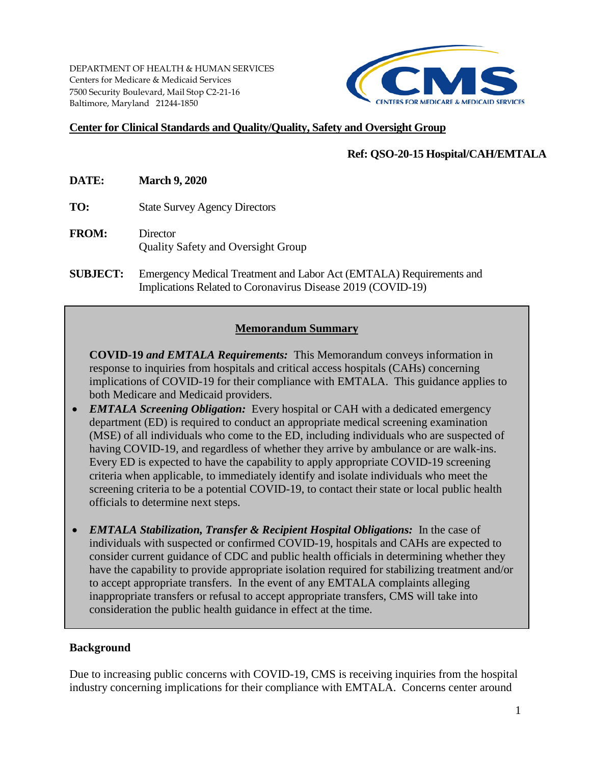DEPARTMENT OF HEALTH & HUMAN SERVICES
Centers for Medicare & Medicaid Services
7500 Security Boulevard, Mail Stop C2-21-16
Baltimore, Maryland 21244-1850

**Center for Clinical Standards and Quality/Quality, Safety and Oversight Group**

**Ref: QSO-20-15 Hospital/CAH/EMTALA**

**DATE:** **March 9, 2020**

**TO:** State Survey Agency Directors

**FROM:** Director
Quality Safety and Oversight Group

**SUBJECT:** Emergency Medical Treatment and Labor Act (EMTALA) Requirements and Implications Related to Coronavirus Disease 2019 (COVID-19)

## Memorandum Summary

**COVID-19** ***and EMTALA Requirements:*** This Memorandum conveys information in response to inquiries from hospitals and critical access hospitals (CAHs) concerning implications of COVID-19 for their compliance with EMTALA. This guidance applies to both Medicare and Medicaid providers.

- ***EMTALA Screening Obligation:*** Every hospital or CAH with a dedicated emergency department (ED) is required to conduct an appropriate medical screening examination (MSE) of all individuals who come to the ED, including individuals who are suspected of having COVID-19, and regardless of whether they arrive by ambulance or are walk-ins. Every ED is expected to have the capability to apply appropriate COVID-19 screening criteria when applicable, to immediately identify and isolate individuals who meet the screening criteria to be a potential COVID-19, to contact their state or local public health officials to determine next steps.

- ***EMTALA Stabilization, Transfer & Recipient Hospital Obligations:*** In the case of individuals with suspected or confirmed COVID-19, hospitals and CAHs are expected to consider current guidance of CDC and public health officials in determining whether they have the capability to provide appropriate isolation required for stabilizing treatment and/or to accept appropriate transfers. In the event of any EMTALA complaints alleging inappropriate transfers or refusal to accept appropriate transfers, CMS will take into consideration the public health guidance in effect at the time.

## Background

Due to increasing public concerns with COVID-19, CMS is receiving inquiries from the hospital industry concerning implications for their compliance with EMTALA. Concerns center around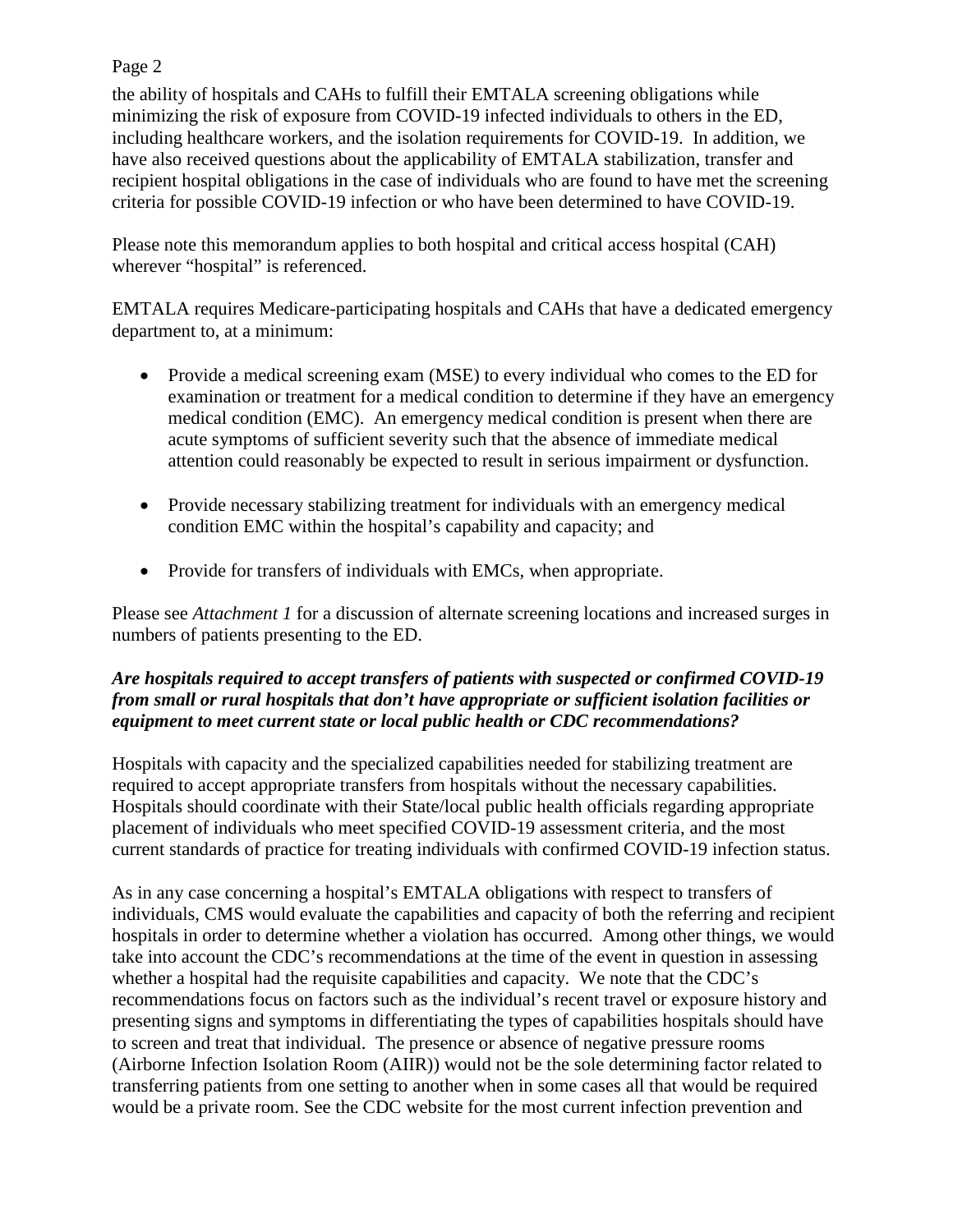the ability of hospitals and CAHs to fulfill their EMTALA screening obligations while minimizing the risk of exposure from COVID-19 infected individuals to others in the ED, including healthcare workers, and the isolation requirements for COVID-19. In addition, we have also received questions about the applicability of EMTALA stabilization, transfer and recipient hospital obligations in the case of individuals who are found to have met the screening criteria for possible COVID-19 infection or who have been determined to have COVID-19.

Please note this memorandum applies to both hospital and critical access hospital (CAH) wherever "hospital" is referenced.

EMTALA requires Medicare-participating hospitals and CAHs that have a dedicated emergency department to, at a minimum:

- Provide a medical screening exam (MSE) to every individual who comes to the ED for examination or treatment for a medical condition to determine if they have an emergency medical condition (EMC). An emergency medical condition is present when there are acute symptoms of sufficient severity such that the absence of immediate medical attention could reasonably be expected to result in serious impairment or dysfunction.

- Provide necessary stabilizing treatment for individuals with an emergency medical condition EMC within the hospital's capability and capacity; and

- Provide for transfers of individuals with EMCs, when appropriate.

Please see *Attachment 1* for a discussion of alternate screening locations and increased surges in numbers of patients presenting to the ED.

***Are hospitals required to accept transfers of patients with suspected or confirmed COVID-19 from small or rural hospitals that don't have appropriate or sufficient isolation facilities or equipment to meet current state or local public health or CDC recommendations?***

Hospitals with capacity and the specialized capabilities needed for stabilizing treatment are required to accept appropriate transfers from hospitals without the necessary capabilities. Hospitals should coordinate with their State/local public health officials regarding appropriate placement of individuals who meet specified COVID-19 assessment criteria, and the most current standards of practice for treating individuals with confirmed COVID-19 infection status.

As in any case concerning a hospital's EMTALA obligations with respect to transfers of individuals, CMS would evaluate the capabilities and capacity of both the referring and recipient hospitals in order to determine whether a violation has occurred. Among other things, we would take into account the CDC's recommendations at the time of the event in question in assessing whether a hospital had the requisite capabilities and capacity. We note that the CDC's recommendations focus on factors such as the individual's recent travel or exposure history and presenting signs and symptoms in differentiating the types of capabilities hospitals should have to screen and treat that individual. The presence or absence of negative pressure rooms (Airborne Infection Isolation Room (AIIR)) would not be the sole determining factor related to transferring patients from one setting to another when in some cases all that would be required would be a private room. See the CDC website for the most current infection prevention and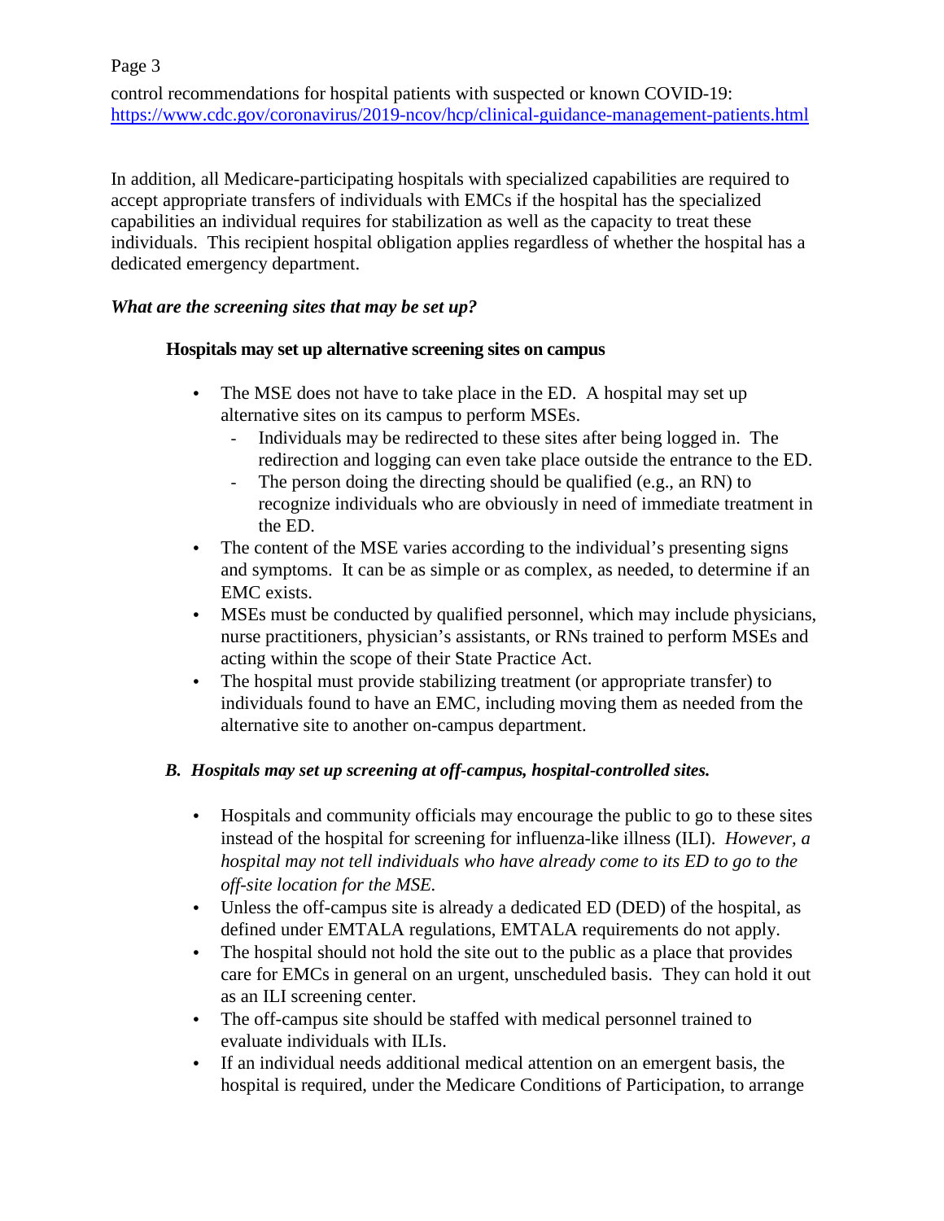control recommendations for hospital patients with suspected or known COVID-19: https://www.cdc.gov/coronavirus/2019-ncov/hcp/clinical-guidance-management-patients.html

In addition, all Medicare-participating hospitals with specialized capabilities are required to accept appropriate transfers of individuals with EMCs if the hospital has the specialized capabilities an individual requires for stabilization as well as the capacity to treat these individuals. This recipient hospital obligation applies regardless of whether the hospital has a dedicated emergency department.

***What are the screening sites that may be set up?***

**Hospitals may set up alternative screening sites on campus**

- The MSE does not have to take place in the ED. A hospital may set up alternative sites on its campus to perform MSEs.
  - Individuals may be redirected to these sites after being logged in. The redirection and logging can even take place outside the entrance to the ED.
  - The person doing the directing should be qualified (e.g., an RN) to recognize individuals who are obviously in need of immediate treatment in the ED.
- The content of the MSE varies according to the individual's presenting signs and symptoms. It can be as simple or as complex, as needed, to determine if an EMC exists.
- MSEs must be conducted by qualified personnel, which may include physicians, nurse practitioners, physician's assistants, or RNs trained to perform MSEs and acting within the scope of their State Practice Act.
- The hospital must provide stabilizing treatment (or appropriate transfer) to individuals found to have an EMC, including moving them as needed from the alternative site to another on-campus department.

***B. Hospitals may set up screening at off-campus, hospital-controlled sites.***

- Hospitals and community officials may encourage the public to go to these sites instead of the hospital for screening for influenza-like illness (ILI). *However, a hospital may not tell individuals who have already come to its ED to go to the off-site location for the MSE.*
- Unless the off-campus site is already a dedicated ED (DED) of the hospital, as defined under EMTALA regulations, EMTALA requirements do not apply.
- The hospital should not hold the site out to the public as a place that provides care for EMCs in general on an urgent, unscheduled basis. They can hold it out as an ILI screening center.
- The off-campus site should be staffed with medical personnel trained to evaluate individuals with ILIs.
- If an individual needs additional medical attention on an emergent basis, the hospital is required, under the Medicare Conditions of Participation, to arrange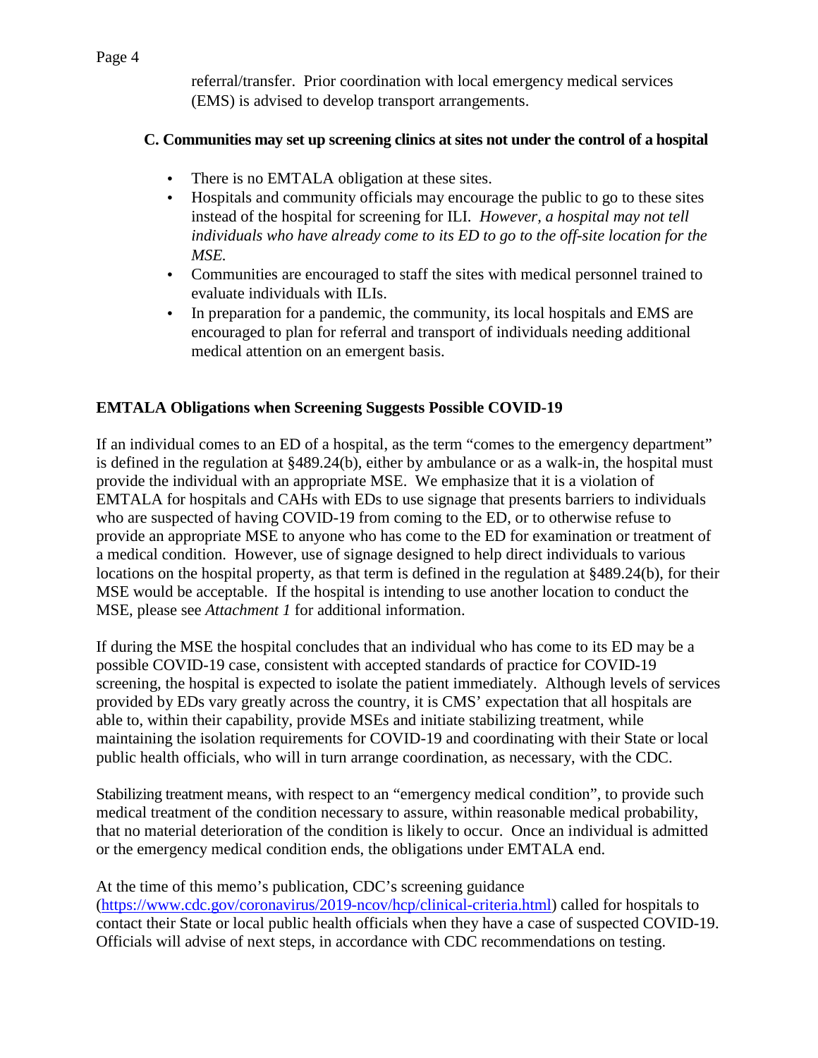referral/transfer. Prior coordination with local emergency medical services (EMS) is advised to develop transport arrangements.

**C. Communities may set up screening clinics at sites not under the control of a hospital**

- There is no EMTALA obligation at these sites.
- Hospitals and community officials may encourage the public to go to these sites instead of the hospital for screening for ILI. *However, a hospital may not tell individuals who have already come to its ED to go to the off-site location for the MSE.*
- Communities are encouraged to staff the sites with medical personnel trained to evaluate individuals with ILIs.
- In preparation for a pandemic, the community, its local hospitals and EMS are encouraged to plan for referral and transport of individuals needing additional medical attention on an emergent basis.

## EMTALA Obligations when Screening Suggests Possible COVID-19

If an individual comes to an ED of a hospital, as the term "comes to the emergency department" is defined in the regulation at §489.24(b), either by ambulance or as a walk-in, the hospital must provide the individual with an appropriate MSE. We emphasize that it is a violation of EMTALA for hospitals and CAHs with EDs to use signage that presents barriers to individuals who are suspected of having COVID-19 from coming to the ED, or to otherwise refuse to provide an appropriate MSE to anyone who has come to the ED for examination or treatment of a medical condition. However, use of signage designed to help direct individuals to various locations on the hospital property, as that term is defined in the regulation at §489.24(b), for their MSE would be acceptable. If the hospital is intending to use another location to conduct the MSE, please see *Attachment 1* for additional information.

If during the MSE the hospital concludes that an individual who has come to its ED may be a possible COVID-19 case, consistent with accepted standards of practice for COVID-19 screening, the hospital is expected to isolate the patient immediately. Although levels of services provided by EDs vary greatly across the country, it is CMS' expectation that all hospitals are able to, within their capability, provide MSEs and initiate stabilizing treatment, while maintaining the isolation requirements for COVID-19 and coordinating with their State or local public health officials, who will in turn arrange coordination, as necessary, with the CDC.

Stabilizing treatment means, with respect to an "emergency medical condition", to provide such medical treatment of the condition necessary to assure, within reasonable medical probability, that no material deterioration of the condition is likely to occur. Once an individual is admitted or the emergency medical condition ends, the obligations under EMTALA end.

At the time of this memo's publication, CDC's screening guidance (https://www.cdc.gov/coronavirus/2019-ncov/hcp/clinical-criteria.html) called for hospitals to contact their State or local public health officials when they have a case of suspected COVID-19. Officials will advise of next steps, in accordance with CDC recommendations on testing.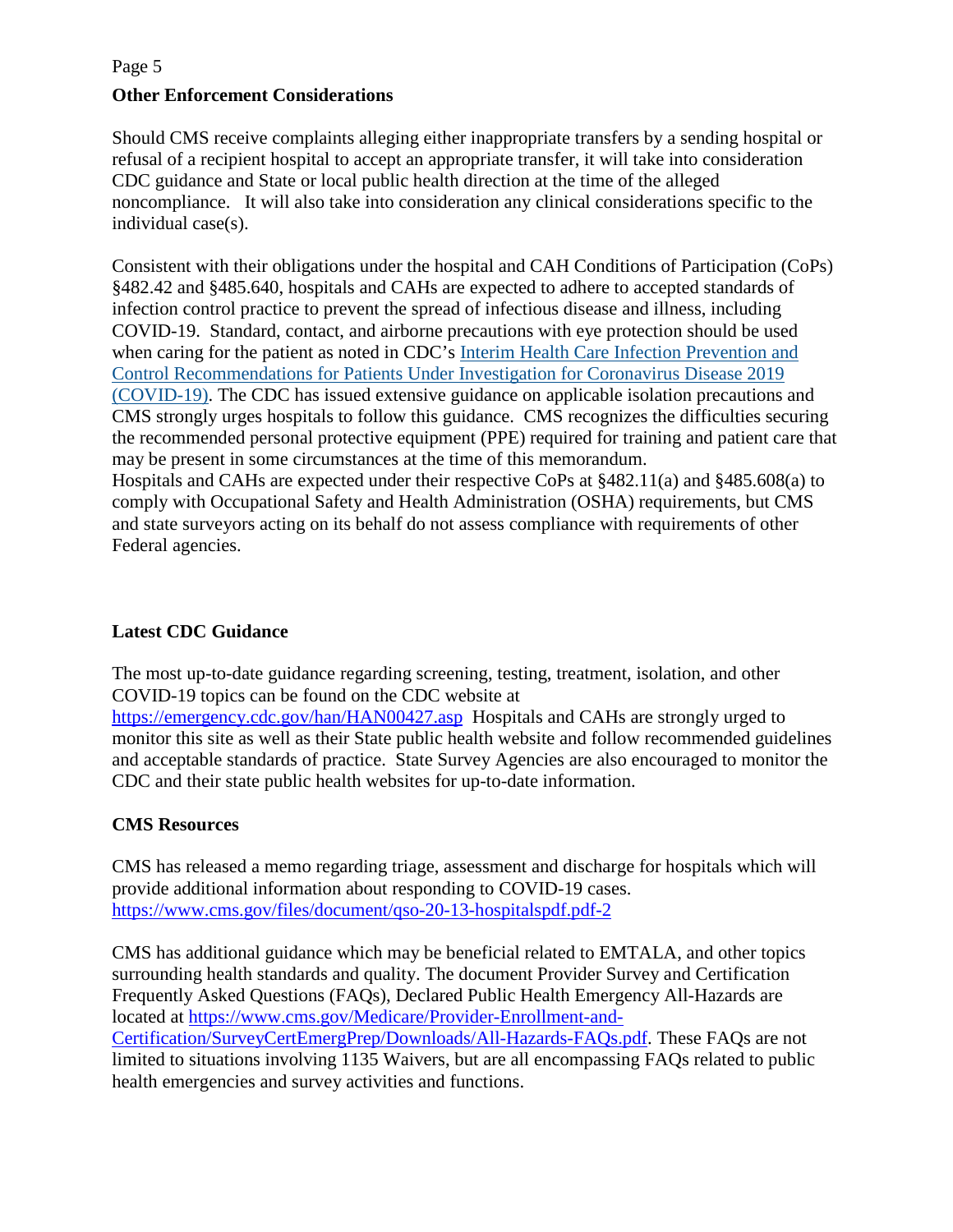### Other Enforcement Considerations

Should CMS receive complaints alleging either inappropriate transfers by a sending hospital or refusal of a recipient hospital to accept an appropriate transfer, it will take into consideration CDC guidance and State or local public health direction at the time of the alleged noncompliance. It will also take into consideration any clinical considerations specific to the individual case(s).

Consistent with their obligations under the hospital and CAH Conditions of Participation (CoPs) §482.42 and §485.640, hospitals and CAHs are expected to adhere to accepted standards of infection control practice to prevent the spread of infectious disease and illness, including COVID-19. Standard, contact, and airborne precautions with eye protection should be used when caring for the patient as noted in CDC's Interim Health Care Infection Prevention and Control Recommendations for Patients Under Investigation for Coronavirus Disease 2019 (COVID-19). The CDC has issued extensive guidance on applicable isolation precautions and CMS strongly urges hospitals to follow this guidance. CMS recognizes the difficulties securing the recommended personal protective equipment (PPE) required for training and patient care that may be present in some circumstances at the time of this memorandum.
Hospitals and CAHs are expected under their respective CoPs at §482.11(a) and §485.608(a) to comply with Occupational Safety and Health Administration (OSHA) requirements, but CMS and state surveyors acting on its behalf do not assess compliance with requirements of other Federal agencies.

### Latest CDC Guidance

The most up-to-date guidance regarding screening, testing, treatment, isolation, and other COVID-19 topics can be found on the CDC website at https://emergency.cdc.gov/han/HAN00427.asp Hospitals and CAHs are strongly urged to monitor this site as well as their State public health website and follow recommended guidelines and acceptable standards of practice. State Survey Agencies are also encouraged to monitor the CDC and their state public health websites for up-to-date information.

### CMS Resources

CMS has released a memo regarding triage, assessment and discharge for hospitals which will provide additional information about responding to COVID-19 cases. https://www.cms.gov/files/document/qso-20-13-hospitalspdf.pdf-2

CMS has additional guidance which may be beneficial related to EMTALA, and other topics surrounding health standards and quality. The document Provider Survey and Certification Frequently Asked Questions (FAQs), Declared Public Health Emergency All-Hazards are located at https://www.cms.gov/Medicare/Provider-Enrollment-and-Certification/SurveyCertEmergPrep/Downloads/All-Hazards-FAQs.pdf. These FAQs are not limited to situations involving 1135 Waivers, but are all encompassing FAQs related to public health emergencies and survey activities and functions.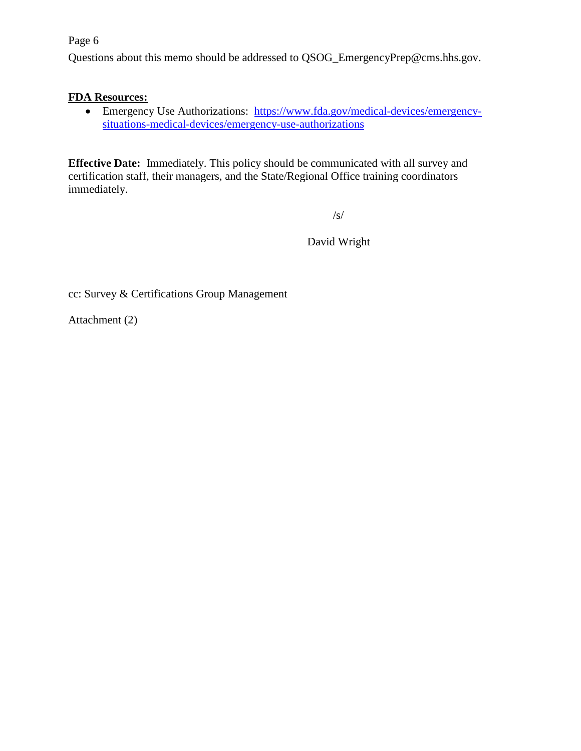Questions about this memo should be addressed to QSOG_EmergencyPrep@cms.hhs.gov.

**FDA Resources:**

- Emergency Use Authorizations: [https://www.fda.gov/medical-devices/emergency-situations-medical-devices/emergency-use-authorizations](https://www.fda.gov/medical-devices/emergency-situations-medical-devices/emergency-use-authorizations)

**Effective Date:** Immediately. This policy should be communicated with all survey and certification staff, their managers, and the State/Regional Office training coordinators immediately.

/s/

David Wright

cc: Survey & Certifications Group Management

Attachment (2)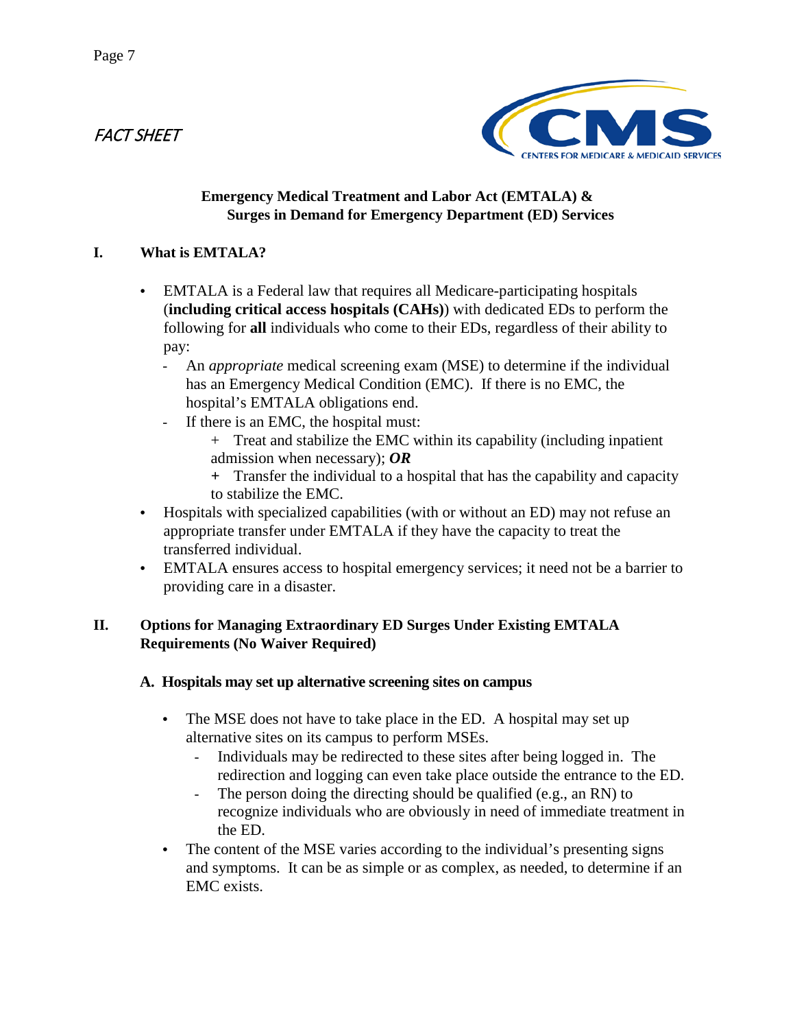*FACT SHEET*

CENTERS FOR MEDICARE & MEDICAID SERVICES

**Emergency Medical Treatment and Labor Act (EMTALA) & Surges in Demand for Emergency Department (ED) Services**

## I. What is EMTALA?

- EMTALA is a Federal law that requires all Medicare-participating hospitals (**including critical access hospitals (CAHs)**) with dedicated EDs to perform the following for **all** individuals who come to their EDs, regardless of their ability to pay:
  - An *appropriate* medical screening exam (MSE) to determine if the individual has an Emergency Medical Condition (EMC). If there is no EMC, the hospital's EMTALA obligations end.
  - If there is an EMC, the hospital must:
    - Treat and stabilize the EMC within its capability (including inpatient admission when necessary); ***OR***
    - Transfer the individual to a hospital that has the capability and capacity to stabilize the EMC.
- Hospitals with specialized capabilities (with or without an ED) may not refuse an appropriate transfer under EMTALA if they have the capacity to treat the transferred individual.
- EMTALA ensures access to hospital emergency services; it need not be a barrier to providing care in a disaster.

## II. Options for Managing Extraordinary ED Surges Under Existing EMTALA Requirements (No Waiver Required)

### A. Hospitals may set up alternative screening sites on campus

- The MSE does not have to take place in the ED. A hospital may set up alternative sites on its campus to perform MSEs.
  - Individuals may be redirected to these sites after being logged in. The redirection and logging can even take place outside the entrance to the ED.
  - The person doing the directing should be qualified (e.g., an RN) to recognize individuals who are obviously in need of immediate treatment in the ED.
- The content of the MSE varies according to the individual's presenting signs and symptoms. It can be as simple or as complex, as needed, to determine if an EMC exists.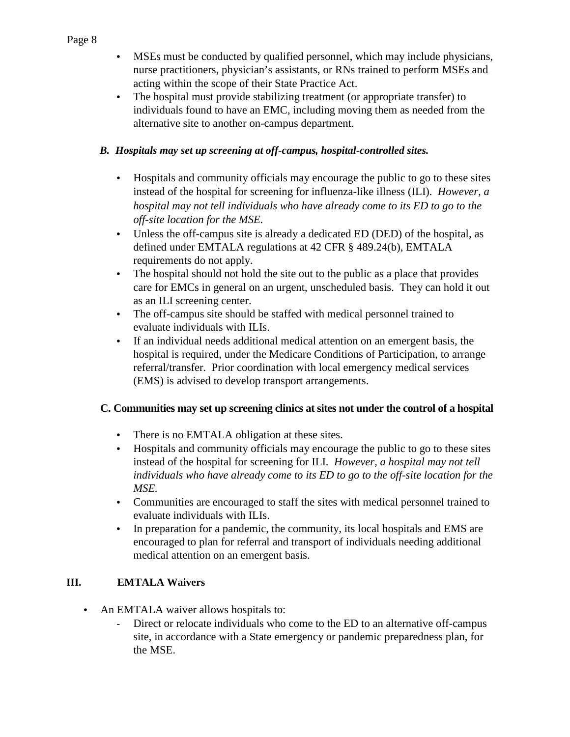- MSEs must be conducted by qualified personnel, which may include physicians, nurse practitioners, physician's assistants, or RNs trained to perform MSEs and acting within the scope of their State Practice Act.
- The hospital must provide stabilizing treatment (or appropriate transfer) to individuals found to have an EMC, including moving them as needed from the alternative site to another on-campus department.

### *B. Hospitals may set up screening at off-campus, hospital-controlled sites.*

- Hospitals and community officials may encourage the public to go to these sites instead of the hospital for screening for influenza-like illness (ILI). *However, a hospital may not tell individuals who have already come to its ED to go to the off-site location for the MSE.*
- Unless the off-campus site is already a dedicated ED (DED) of the hospital, as defined under EMTALA regulations at 42 CFR § 489.24(b), EMTALA requirements do not apply.
- The hospital should not hold the site out to the public as a place that provides care for EMCs in general on an urgent, unscheduled basis. They can hold it out as an ILI screening center.
- The off-campus site should be staffed with medical personnel trained to evaluate individuals with ILIs.
- If an individual needs additional medical attention on an emergent basis, the hospital is required, under the Medicare Conditions of Participation, to arrange referral/transfer. Prior coordination with local emergency medical services (EMS) is advised to develop transport arrangements.

### C. Communities may set up screening clinics at sites not under the control of a hospital

- There is no EMTALA obligation at these sites.
- Hospitals and community officials may encourage the public to go to these sites instead of the hospital for screening for ILI. *However, a hospital may not tell individuals who have already come to its ED to go to the off-site location for the MSE.*
- Communities are encouraged to staff the sites with medical personnel trained to evaluate individuals with ILIs.
- In preparation for a pandemic, the community, its local hospitals and EMS are encouraged to plan for referral and transport of individuals needing additional medical attention on an emergent basis.

## III. EMTALA Waivers

- An EMTALA waiver allows hospitals to:
  - Direct or relocate individuals who come to the ED to an alternative off-campus site, in accordance with a State emergency or pandemic preparedness plan, for the MSE.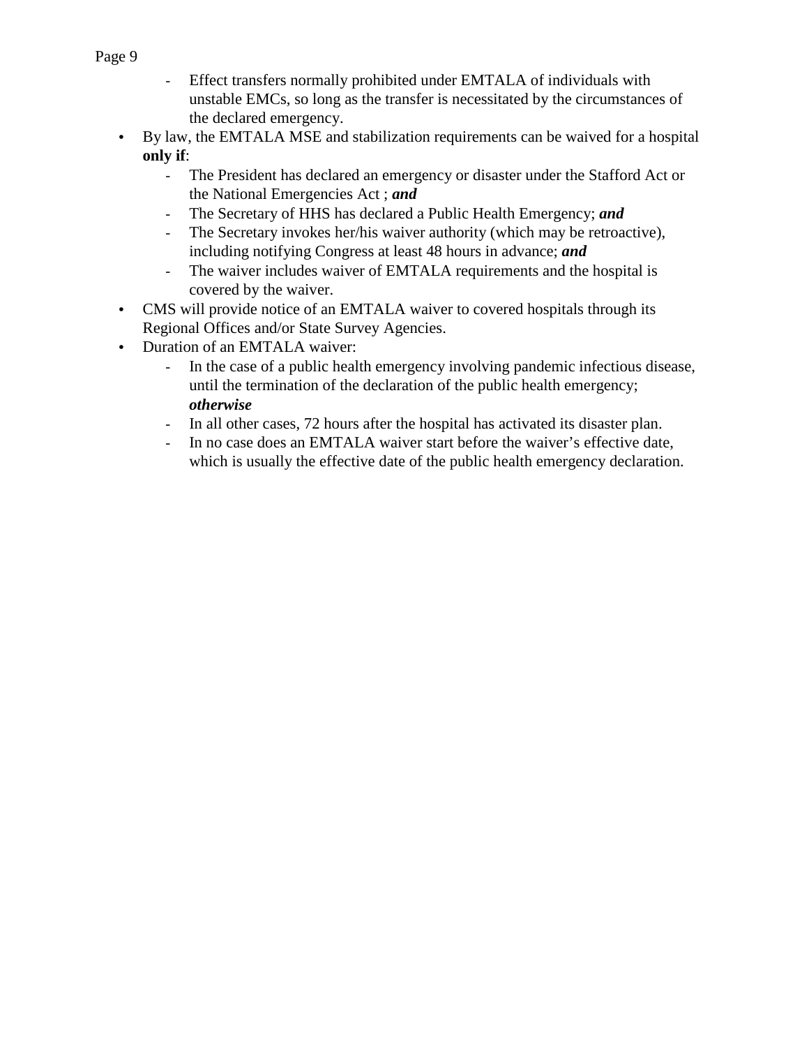- Effect transfers normally prohibited under EMTALA of individuals with unstable EMCs, so long as the transfer is necessitated by the circumstances of the declared emergency.
- By law, the EMTALA MSE and stabilization requirements can be waived for a hospital **only if**:
  - The President has declared an emergency or disaster under the Stafford Act or the National Emergencies Act ; ***and***
  - The Secretary of HHS has declared a Public Health Emergency; ***and***
  - The Secretary invokes her/his waiver authority (which may be retroactive), including notifying Congress at least 48 hours in advance; ***and***
  - The waiver includes waiver of EMTALA requirements and the hospital is covered by the waiver.
- CMS will provide notice of an EMTALA waiver to covered hospitals through its Regional Offices and/or State Survey Agencies.
- Duration of an EMTALA waiver:
  - In the case of a public health emergency involving pandemic infectious disease, until the termination of the declaration of the public health emergency; ***otherwise***
  - In all other cases, 72 hours after the hospital has activated its disaster plan.
  - In no case does an EMTALA waiver start before the waiver's effective date, which is usually the effective date of the public health emergency declaration.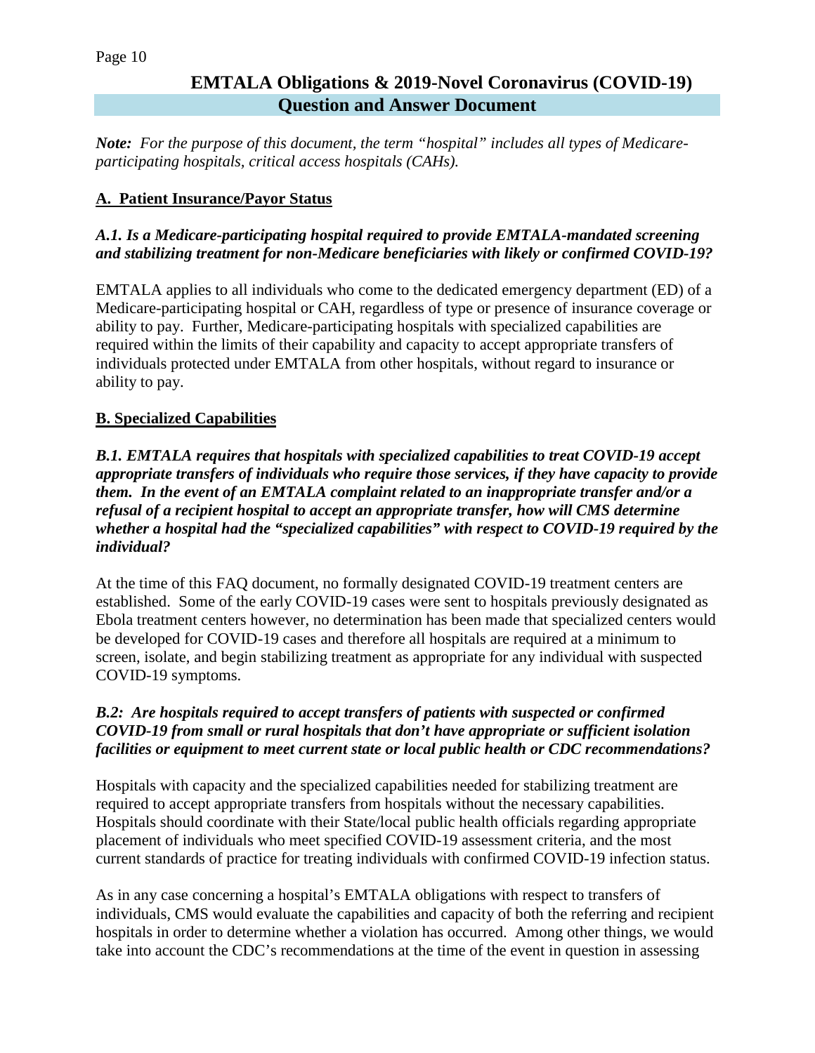# EMTALA Obligations & 2019-Novel Coronavirus (COVID-19)
## Question and Answer Document

*Note: For the purpose of this document, the term "hospital" includes all types of Medicare-participating hospitals, critical access hospitals (CAHs).*

**A. Patient Insurance/Payor Status**

***A.1. Is a Medicare-participating hospital required to provide EMTALA-mandated screening and stabilizing treatment for non-Medicare beneficiaries with likely or confirmed COVID-19?***

EMTALA applies to all individuals who come to the dedicated emergency department (ED) of a Medicare-participating hospital or CAH, regardless of type or presence of insurance coverage or ability to pay. Further, Medicare-participating hospitals with specialized capabilities are required within the limits of their capability and capacity to accept appropriate transfers of individuals protected under EMTALA from other hospitals, without regard to insurance or ability to pay.

**B. Specialized Capabilities**

***B.1. EMTALA requires that hospitals with specialized capabilities to treat COVID-19 accept appropriate transfers of individuals who require those services, if they have capacity to provide them. In the event of an EMTALA complaint related to an inappropriate transfer and/or a refusal of a recipient hospital to accept an appropriate transfer, how will CMS determine whether a hospital had the "specialized capabilities" with respect to COVID-19 required by the individual?***

At the time of this FAQ document, no formally designated COVID-19 treatment centers are established. Some of the early COVID-19 cases were sent to hospitals previously designated as Ebola treatment centers however, no determination has been made that specialized centers would be developed for COVID-19 cases and therefore all hospitals are required at a minimum to screen, isolate, and begin stabilizing treatment as appropriate for any individual with suspected COVID-19 symptoms.

***B.2: Are hospitals required to accept transfers of patients with suspected or confirmed COVID-19 from small or rural hospitals that don't have appropriate or sufficient isolation facilities or equipment to meet current state or local public health or CDC recommendations?***

Hospitals with capacity and the specialized capabilities needed for stabilizing treatment are required to accept appropriate transfers from hospitals without the necessary capabilities. Hospitals should coordinate with their State/local public health officials regarding appropriate placement of individuals who meet specified COVID-19 assessment criteria, and the most current standards of practice for treating individuals with confirmed COVID-19 infection status.

As in any case concerning a hospital's EMTALA obligations with respect to transfers of individuals, CMS would evaluate the capabilities and capacity of both the referring and recipient hospitals in order to determine whether a violation has occurred. Among other things, we would take into account the CDC's recommendations at the time of the event in question in assessing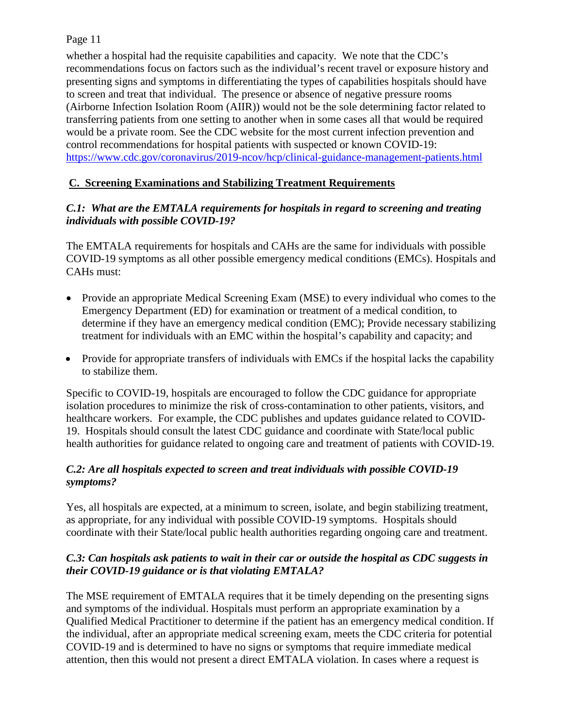whether a hospital had the requisite capabilities and capacity. We note that the CDC's recommendations focus on factors such as the individual's recent travel or exposure history and presenting signs and symptoms in differentiating the types of capabilities hospitals should have to screen and treat that individual. The presence or absence of negative pressure rooms (Airborne Infection Isolation Room (AIIR)) would not be the sole determining factor related to transferring patients from one setting to another when in some cases all that would be required would be a private room. See the CDC website for the most current infection prevention and control recommendations for hospital patients with suspected or known COVID-19: https://www.cdc.gov/coronavirus/2019-ncov/hcp/clinical-guidance-management-patients.html

## C. Screening Examinations and Stabilizing Treatment Requirements

### *C.1: What are the EMTALA requirements for hospitals in regard to screening and treating individuals with possible COVID-19?*

The EMTALA requirements for hospitals and CAHs are the same for individuals with possible COVID-19 symptoms as all other possible emergency medical conditions (EMCs). Hospitals and CAHs must:

- Provide an appropriate Medical Screening Exam (MSE) to every individual who comes to the Emergency Department (ED) for examination or treatment of a medical condition, to determine if they have an emergency medical condition (EMC); Provide necessary stabilizing treatment for individuals with an EMC within the hospital's capability and capacity; and
- Provide for appropriate transfers of individuals with EMCs if the hospital lacks the capability to stabilize them.

Specific to COVID-19, hospitals are encouraged to follow the CDC guidance for appropriate isolation procedures to minimize the risk of cross-contamination to other patients, visitors, and healthcare workers. For example, the CDC publishes and updates guidance related to COVID-19. Hospitals should consult the latest CDC guidance and coordinate with State/local public health authorities for guidance related to ongoing care and treatment of patients with COVID-19.

### *C.2: Are all hospitals expected to screen and treat individuals with possible COVID-19 symptoms?*

Yes, all hospitals are expected, at a minimum to screen, isolate, and begin stabilizing treatment, as appropriate, for any individual with possible COVID-19 symptoms. Hospitals should coordinate with their State/local public health authorities regarding ongoing care and treatment.

### *C.3: Can hospitals ask patients to wait in their car or outside the hospital as CDC suggests in their COVID-19 guidance or is that violating EMTALA?*

The MSE requirement of EMTALA requires that it be timely depending on the presenting signs and symptoms of the individual. Hospitals must perform an appropriate examination by a Qualified Medical Practitioner to determine if the patient has an emergency medical condition. If the individual, after an appropriate medical screening exam, meets the CDC criteria for potential COVID-19 and is determined to have no signs or symptoms that require immediate medical attention, then this would not present a direct EMTALA violation. In cases where a request is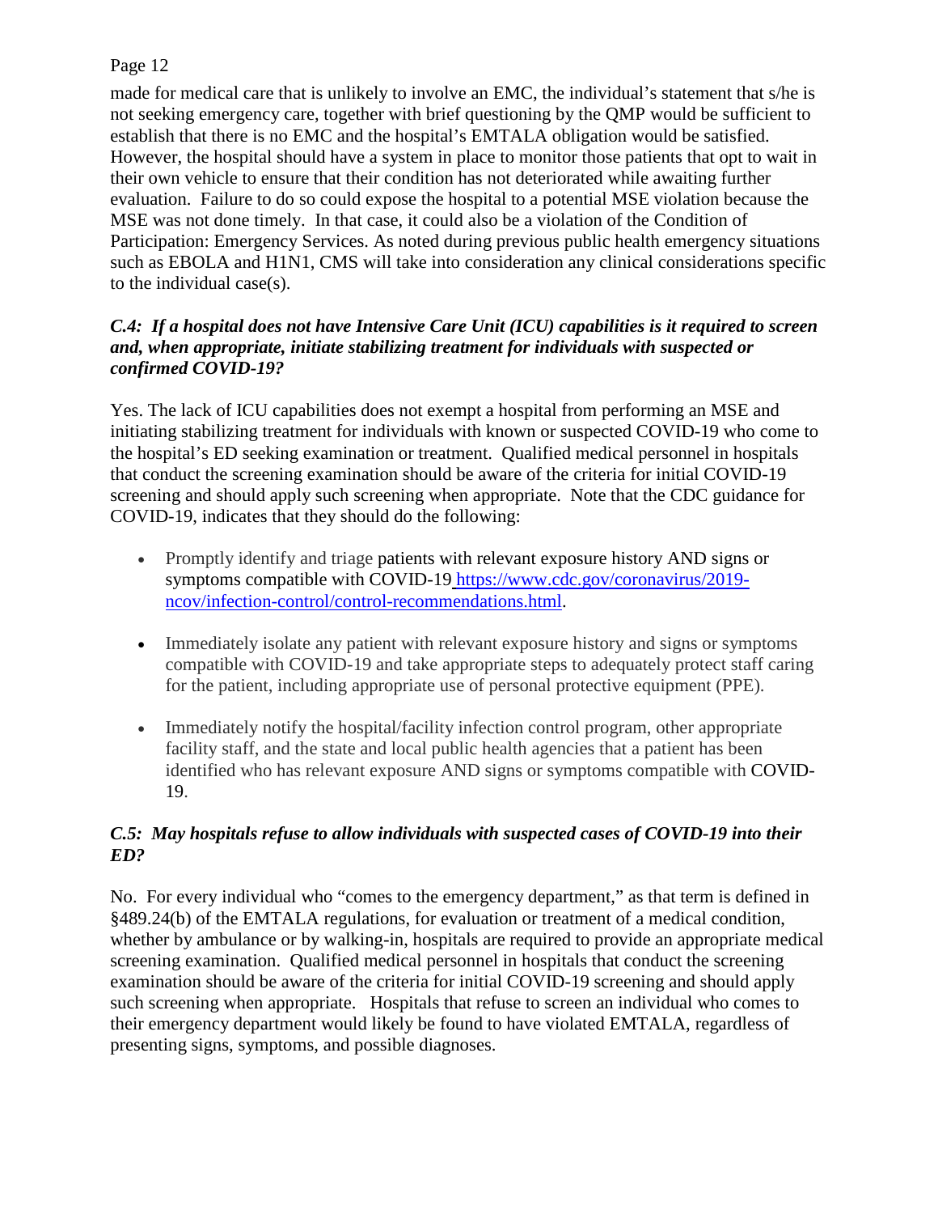made for medical care that is unlikely to involve an EMC, the individual's statement that s/he is not seeking emergency care, together with brief questioning by the QMP would be sufficient to establish that there is no EMC and the hospital's EMTALA obligation would be satisfied. However, the hospital should have a system in place to monitor those patients that opt to wait in their own vehicle to ensure that their condition has not deteriorated while awaiting further evaluation. Failure to do so could expose the hospital to a potential MSE violation because the MSE was not done timely. In that case, it could also be a violation of the Condition of Participation: Emergency Services. As noted during previous public health emergency situations such as EBOLA and H1N1, CMS will take into consideration any clinical considerations specific to the individual case(s).

***C.4: If a hospital does not have Intensive Care Unit (ICU) capabilities is it required to screen and, when appropriate, initiate stabilizing treatment for individuals with suspected or confirmed COVID-19?***

Yes. The lack of ICU capabilities does not exempt a hospital from performing an MSE and initiating stabilizing treatment for individuals with known or suspected COVID-19 who come to the hospital's ED seeking examination or treatment. Qualified medical personnel in hospitals that conduct the screening examination should be aware of the criteria for initial COVID-19 screening and should apply such screening when appropriate. Note that the CDC guidance for COVID-19, indicates that they should do the following:

- Promptly identify and triage patients with relevant exposure history AND signs or symptoms compatible with COVID-19 [https://www.cdc.gov/coronavirus/2019-ncov/infection-control/control-recommendations.html](https://www.cdc.gov/coronavirus/2019-ncov/infection-control/control-recommendations.html).
- Immediately isolate any patient with relevant exposure history and signs or symptoms compatible with COVID-19 and take appropriate steps to adequately protect staff caring for the patient, including appropriate use of personal protective equipment (PPE).
- Immediately notify the hospital/facility infection control program, other appropriate facility staff, and the state and local public health agencies that a patient has been identified who has relevant exposure AND signs or symptoms compatible with COVID-19.

***C.5: May hospitals refuse to allow individuals with suspected cases of COVID-19 into their ED?***

No. For every individual who "comes to the emergency department," as that term is defined in §489.24(b) of the EMTALA regulations, for evaluation or treatment of a medical condition, whether by ambulance or by walking-in, hospitals are required to provide an appropriate medical screening examination. Qualified medical personnel in hospitals that conduct the screening examination should be aware of the criteria for initial COVID-19 screening and should apply such screening when appropriate. Hospitals that refuse to screen an individual who comes to their emergency department would likely be found to have violated EMTALA, regardless of presenting signs, symptoms, and possible diagnoses.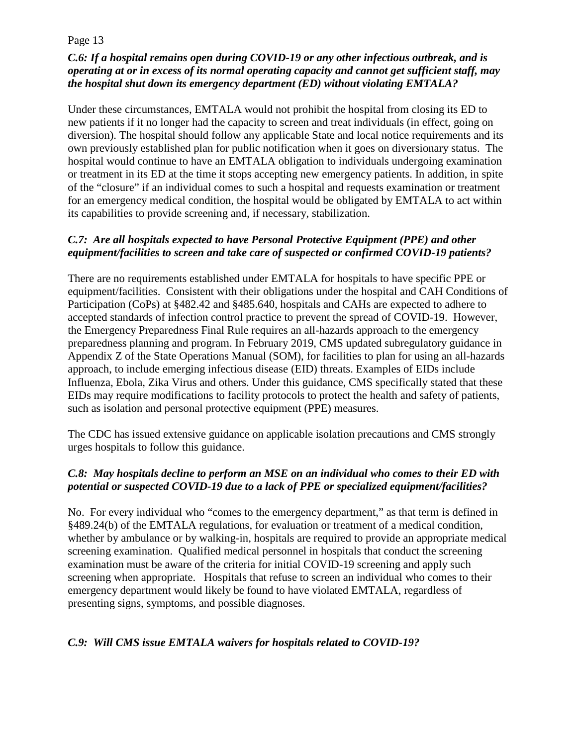***C.6: If a hospital remains open during COVID-19 or any other infectious outbreak, and is operating at or in excess of its normal operating capacity and cannot get sufficient staff, may the hospital shut down its emergency department (ED) without violating EMTALA?***

Under these circumstances, EMTALA would not prohibit the hospital from closing its ED to new patients if it no longer had the capacity to screen and treat individuals (in effect, going on diversion). The hospital should follow any applicable State and local notice requirements and its own previously established plan for public notification when it goes on diversionary status. The hospital would continue to have an EMTALA obligation to individuals undergoing examination or treatment in its ED at the time it stops accepting new emergency patients. In addition, in spite of the "closure" if an individual comes to such a hospital and requests examination or treatment for an emergency medical condition, the hospital would be obligated by EMTALA to act within its capabilities to provide screening and, if necessary, stabilization.

***C.7: Are all hospitals expected to have Personal Protective Equipment (PPE) and other equipment/facilities to screen and take care of suspected or confirmed COVID-19 patients?***

There are no requirements established under EMTALA for hospitals to have specific PPE or equipment/facilities. Consistent with their obligations under the hospital and CAH Conditions of Participation (CoPs) at §482.42 and §485.640, hospitals and CAHs are expected to adhere to accepted standards of infection control practice to prevent the spread of COVID-19. However, the Emergency Preparedness Final Rule requires an all-hazards approach to the emergency preparedness planning and program. In February 2019, CMS updated subregulatory guidance in Appendix Z of the State Operations Manual (SOM), for facilities to plan for using an all-hazards approach, to include emerging infectious disease (EID) threats. Examples of EIDs include Influenza, Ebola, Zika Virus and others. Under this guidance, CMS specifically stated that these EIDs may require modifications to facility protocols to protect the health and safety of patients, such as isolation and personal protective equipment (PPE) measures.

The CDC has issued extensive guidance on applicable isolation precautions and CMS strongly urges hospitals to follow this guidance.

***C.8: May hospitals decline to perform an MSE on an individual who comes to their ED with potential or suspected COVID-19 due to a lack of PPE or specialized equipment/facilities?***

No. For every individual who "comes to the emergency department," as that term is defined in §489.24(b) of the EMTALA regulations, for evaluation or treatment of a medical condition, whether by ambulance or by walking-in, hospitals are required to provide an appropriate medical screening examination. Qualified medical personnel in hospitals that conduct the screening examination must be aware of the criteria for initial COVID-19 screening and apply such screening when appropriate. Hospitals that refuse to screen an individual who comes to their emergency department would likely be found to have violated EMTALA, regardless of presenting signs, symptoms, and possible diagnoses.

***C.9: Will CMS issue EMTALA waivers for hospitals related to COVID-19?***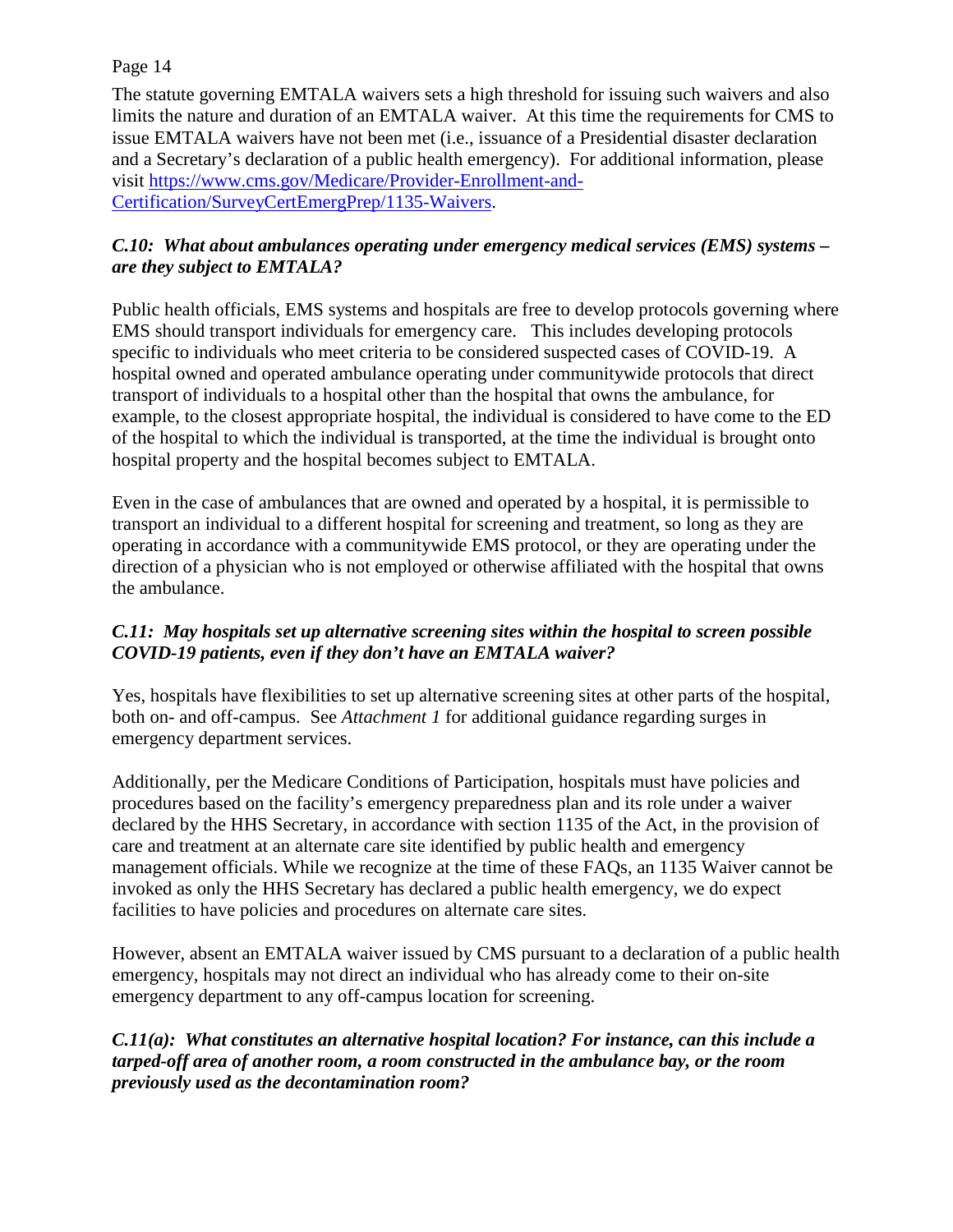The statute governing EMTALA waivers sets a high threshold for issuing such waivers and also limits the nature and duration of an EMTALA waiver. At this time the requirements for CMS to issue EMTALA waivers have not been met (i.e., issuance of a Presidential disaster declaration and a Secretary's declaration of a public health emergency). For additional information, please visit [https://www.cms.gov/Medicare/Provider-Enrollment-and-Certification/SurveyCertEmergPrep/1135-Waivers](https://www.cms.gov/Medicare/Provider-Enrollment-and-Certification/SurveyCertEmergPrep/1135-Waivers).

***C.10: What about ambulances operating under emergency medical services (EMS) systems – are they subject to EMTALA?***

Public health officials, EMS systems and hospitals are free to develop protocols governing where EMS should transport individuals for emergency care. This includes developing protocols specific to individuals who meet criteria to be considered suspected cases of COVID-19. A hospital owned and operated ambulance operating under communitywide protocols that direct transport of individuals to a hospital other than the hospital that owns the ambulance, for example, to the closest appropriate hospital, the individual is considered to have come to the ED of the hospital to which the individual is transported, at the time the individual is brought onto hospital property and the hospital becomes subject to EMTALA.

Even in the case of ambulances that are owned and operated by a hospital, it is permissible to transport an individual to a different hospital for screening and treatment, so long as they are operating in accordance with a communitywide EMS protocol, or they are operating under the direction of a physician who is not employed or otherwise affiliated with the hospital that owns the ambulance.

***C.11: May hospitals set up alternative screening sites within the hospital to screen possible COVID-19 patients, even if they don't have an EMTALA waiver?***

Yes, hospitals have flexibilities to set up alternative screening sites at other parts of the hospital, both on- and off-campus. See *Attachment 1* for additional guidance regarding surges in emergency department services.

Additionally, per the Medicare Conditions of Participation, hospitals must have policies and procedures based on the facility's emergency preparedness plan and its role under a waiver declared by the HHS Secretary, in accordance with section 1135 of the Act, in the provision of care and treatment at an alternate care site identified by public health and emergency management officials. While we recognize at the time of these FAQs, an 1135 Waiver cannot be invoked as only the HHS Secretary has declared a public health emergency, we do expect facilities to have policies and procedures on alternate care sites.

However, absent an EMTALA waiver issued by CMS pursuant to a declaration of a public health emergency, hospitals may not direct an individual who has already come to their on-site emergency department to any off-campus location for screening.

***C.11(a): What constitutes an alternative hospital location? For instance, can this include a tarped-off area of another room, a room constructed in the ambulance bay, or the room previously used as the decontamination room?***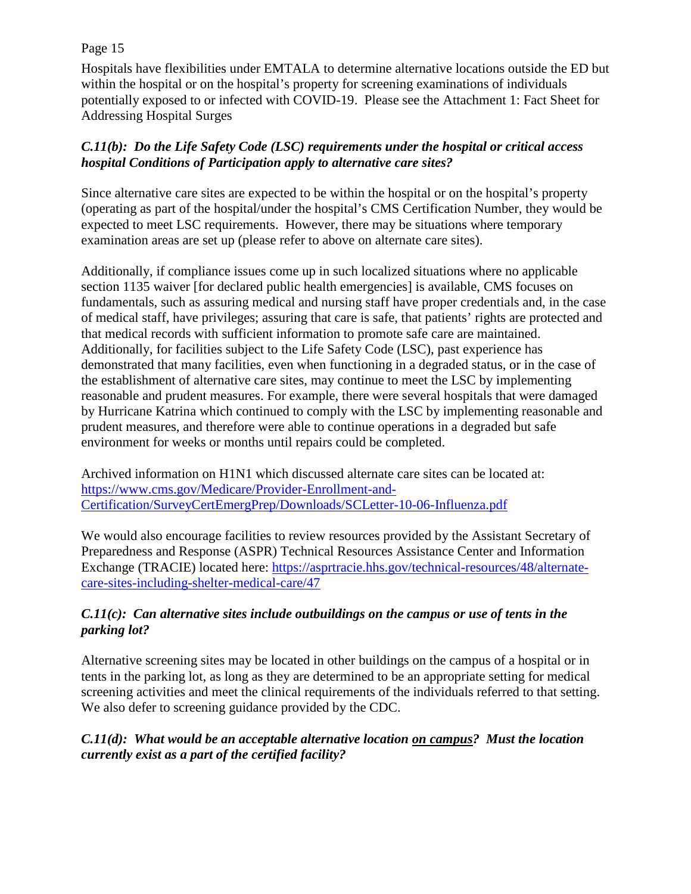Hospitals have flexibilities under EMTALA to determine alternative locations outside the ED but within the hospital or on the hospital's property for screening examinations of individuals potentially exposed to or infected with COVID-19. Please see the Attachment 1: Fact Sheet for Addressing Hospital Surges

***C.11(b): Do the Life Safety Code (LSC) requirements under the hospital or critical access hospital Conditions of Participation apply to alternative care sites?***

Since alternative care sites are expected to be within the hospital or on the hospital's property (operating as part of the hospital/under the hospital's CMS Certification Number, they would be expected to meet LSC requirements. However, there may be situations where temporary examination areas are set up (please refer to above on alternate care sites).

Additionally, if compliance issues come up in such localized situations where no applicable section 1135 waiver [for declared public health emergencies] is available, CMS focuses on fundamentals, such as assuring medical and nursing staff have proper credentials and, in the case of medical staff, have privileges; assuring that care is safe, that patients' rights are protected and that medical records with sufficient information to promote safe care are maintained. Additionally, for facilities subject to the Life Safety Code (LSC), past experience has demonstrated that many facilities, even when functioning in a degraded status, or in the case of the establishment of alternative care sites, may continue to meet the LSC by implementing reasonable and prudent measures. For example, there were several hospitals that were damaged by Hurricane Katrina which continued to comply with the LSC by implementing reasonable and prudent measures, and therefore were able to continue operations in a degraded but safe environment for weeks or months until repairs could be completed.

Archived information on H1N1 which discussed alternate care sites can be located at: [https://www.cms.gov/Medicare/Provider-Enrollment-and-Certification/SurveyCertEmergPrep/Downloads/SCLetter-10-06-Influenza.pdf](https://www.cms.gov/Medicare/Provider-Enrollment-and-Certification/SurveyCertEmergPrep/Downloads/SCLetter-10-06-Influenza.pdf)

We would also encourage facilities to review resources provided by the Assistant Secretary of Preparedness and Response (ASPR) Technical Resources Assistance Center and Information Exchange (TRACIE) located here: [https://asprtracie.hhs.gov/technical-resources/48/alternate-care-sites-including-shelter-medical-care/47](https://asprtracie.hhs.gov/technical-resources/48/alternate-care-sites-including-shelter-medical-care/47)

***C.11(c): Can alternative sites include outbuildings on the campus or use of tents in the parking lot?***

Alternative screening sites may be located in other buildings on the campus of a hospital or in tents in the parking lot, as long as they are determined to be an appropriate setting for medical screening activities and meet the clinical requirements of the individuals referred to that setting. We also defer to screening guidance provided by the CDC.

***C.11(d): What would be an acceptable alternative location <u>on campus</u>? Must the location currently exist as a part of the certified facility?***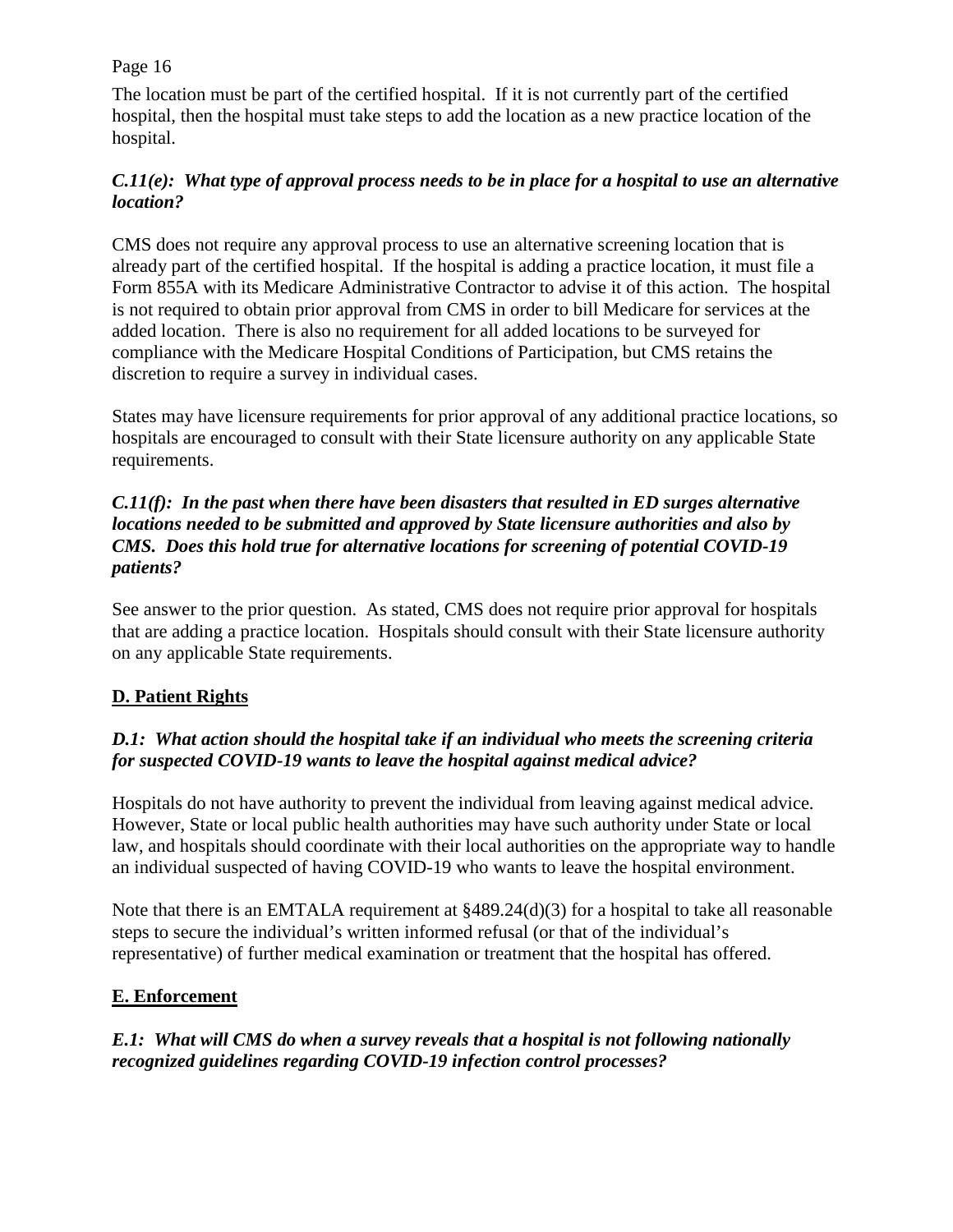The location must be part of the certified hospital. If it is not currently part of the certified hospital, then the hospital must take steps to add the location as a new practice location of the hospital.

***C.11(e): What type of approval process needs to be in place for a hospital to use an alternative location?***

CMS does not require any approval process to use an alternative screening location that is already part of the certified hospital. If the hospital is adding a practice location, it must file a Form 855A with its Medicare Administrative Contractor to advise it of this action. The hospital is not required to obtain prior approval from CMS in order to bill Medicare for services at the added location. There is also no requirement for all added locations to be surveyed for compliance with the Medicare Hospital Conditions of Participation, but CMS retains the discretion to require a survey in individual cases.

States may have licensure requirements for prior approval of any additional practice locations, so hospitals are encouraged to consult with their State licensure authority on any applicable State requirements.

***C.11(f): In the past when there have been disasters that resulted in ED surges alternative locations needed to be submitted and approved by State licensure authorities and also by CMS. Does this hold true for alternative locations for screening of potential COVID-19 patients?***

See answer to the prior question. As stated, CMS does not require prior approval for hospitals that are adding a practice location. Hospitals should consult with their State licensure authority on any applicable State requirements.

## D. Patient Rights

***D.1: What action should the hospital take if an individual who meets the screening criteria for suspected COVID-19 wants to leave the hospital against medical advice?***

Hospitals do not have authority to prevent the individual from leaving against medical advice. However, State or local public health authorities may have such authority under State or local law, and hospitals should coordinate with their local authorities on the appropriate way to handle an individual suspected of having COVID-19 who wants to leave the hospital environment.

Note that there is an EMTALA requirement at §489.24(d)(3) for a hospital to take all reasonable steps to secure the individual's written informed refusal (or that of the individual's representative) of further medical examination or treatment that the hospital has offered.

## E. Enforcement

***E.1: What will CMS do when a survey reveals that a hospital is not following nationally recognized guidelines regarding COVID-19 infection control processes?***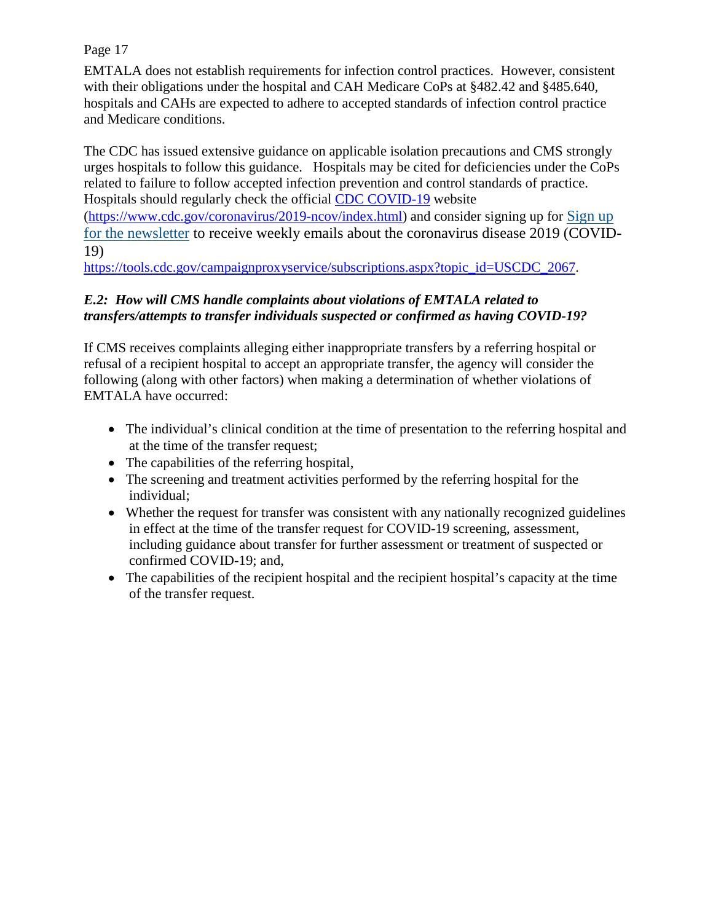EMTALA does not establish requirements for infection control practices. However, consistent with their obligations under the hospital and CAH Medicare CoPs at §482.42 and §485.640, hospitals and CAHs are expected to adhere to accepted standards of infection control practice and Medicare conditions.

The CDC has issued extensive guidance on applicable isolation precautions and CMS strongly urges hospitals to follow this guidance. Hospitals may be cited for deficiencies under the CoPs related to failure to follow accepted infection prevention and control standards of practice. Hospitals should regularly check the official [CDC COVID-19](https://www.cdc.gov/coronavirus/2019-ncov/index.html) website (https://www.cdc.gov/coronavirus/2019-ncov/index.html) and consider signing up for [Sign up for the newsletter](https://tools.cdc.gov/campaignproxyservice/subscriptions.aspx?topic_id=USCDC_2067) to receive weekly emails about the coronavirus disease 2019 (COVID-19) https://tools.cdc.gov/campaignproxyservice/subscriptions.aspx?topic_id=USCDC_2067.

***E.2: How will CMS handle complaints about violations of EMTALA related to transfers/attempts to transfer individuals suspected or confirmed as having COVID-19?***

If CMS receives complaints alleging either inappropriate transfers by a referring hospital or refusal of a recipient hospital to accept an appropriate transfer, the agency will consider the following (along with other factors) when making a determination of whether violations of EMTALA have occurred:

- The individual's clinical condition at the time of presentation to the referring hospital and at the time of the transfer request;
- The capabilities of the referring hospital,
- The screening and treatment activities performed by the referring hospital for the individual;
- Whether the request for transfer was consistent with any nationally recognized guidelines in effect at the time of the transfer request for COVID-19 screening, assessment, including guidance about transfer for further assessment or treatment of suspected or confirmed COVID-19; and,
- The capabilities of the recipient hospital and the recipient hospital's capacity at the time of the transfer request.